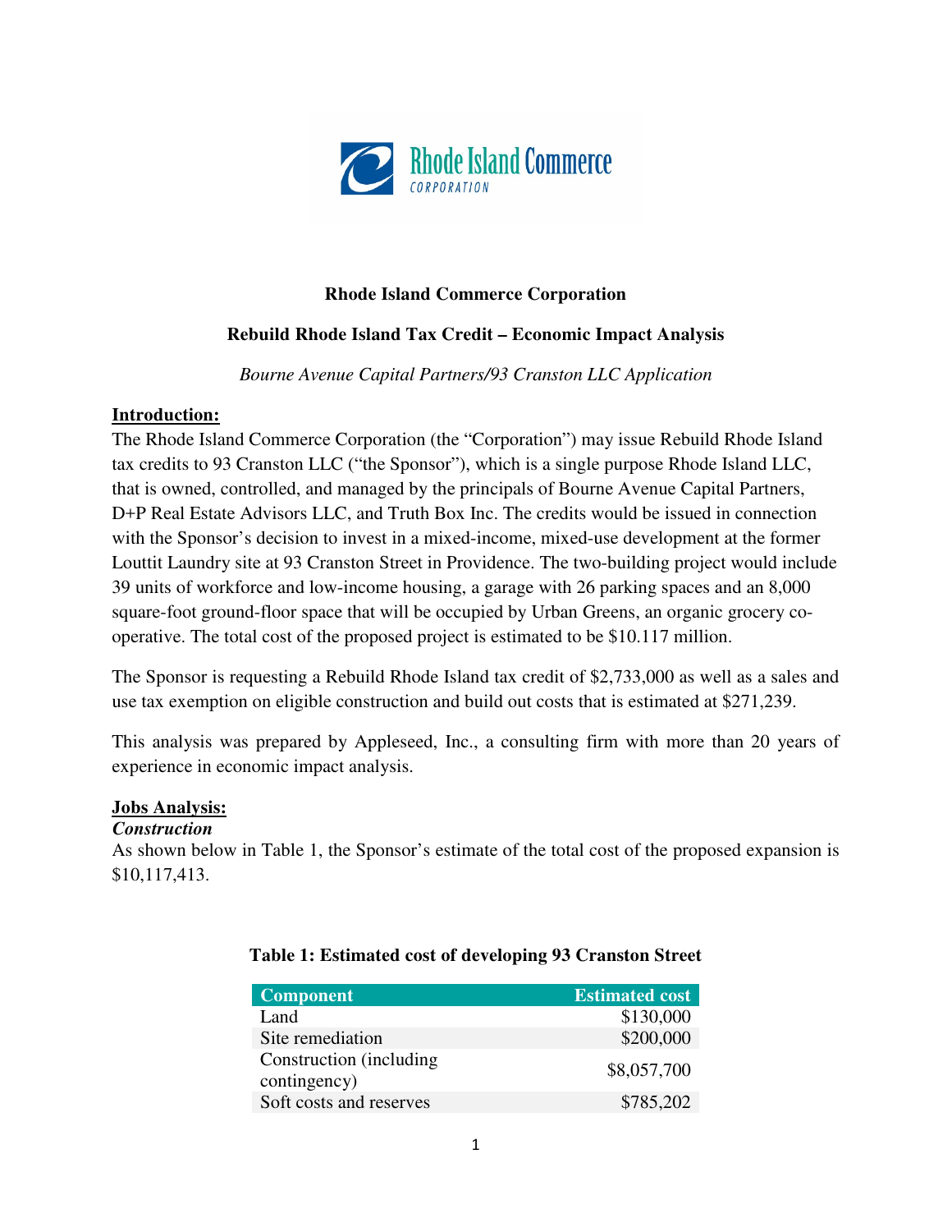**Rhode Island Commerce Corporation**

**Rebuild Rhode Island Tax Credit – Economic Impact Analysis**

*Bourne Avenue Capital Partners/93 Cranston LLC Application*

**Introduction:**

The Rhode Island Commerce Corporation (the "Corporation") may issue Rebuild Rhode Island tax credits to 93 Cranston LLC ("the Sponsor"), which is a single purpose Rhode Island LLC, that is owned, controlled, and managed by the principals of Bourne Avenue Capital Partners, D+P Real Estate Advisors LLC, and Truth Box Inc. The credits would be issued in connection with the Sponsor's decision to invest in a mixed-income, mixed-use development at the former Louttit Laundry site at 93 Cranston Street in Providence. The two-building project would include 39 units of workforce and low-income housing, a garage with 26 parking spaces and an 8,000 square-foot ground-floor space that will be occupied by Urban Greens, an organic grocery co-operative. The total cost of the proposed project is estimated to be $10.117 million.

The Sponsor is requesting a Rebuild Rhode Island tax credit of $2,733,000 as well as a sales and use tax exemption on eligible construction and build out costs that is estimated at $271,239.

This analysis was prepared by Appleseed, Inc., a consulting firm with more than 20 years of experience in economic impact analysis.

**Jobs Analysis:**

***Construction***

As shown below in Table 1, the Sponsor's estimate of the total cost of the proposed expansion is $10,117,413.

**Table 1: Estimated cost of developing 93 Cranston Street**

| Component | Estimated cost |
|---|---|
| Land | $130,000 |
| Site remediation | $200,000 |
| Construction (including contingency) | $8,057,700 |
| Soft costs and reserves | $785,202 |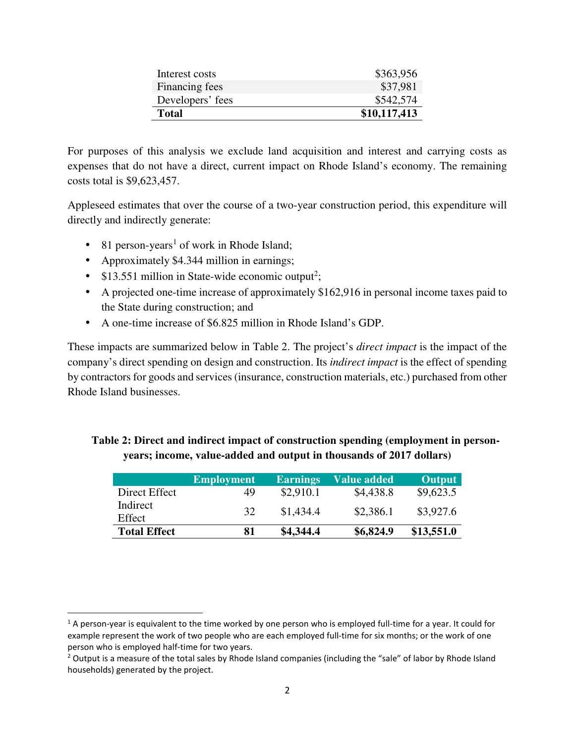| | |
|---|---|
| Interest costs | $363,956 |
| Financing fees | $37,981 |
| Developers' fees | $542,574 |
| **Total** | **$10,117,413** |

For purposes of this analysis we exclude land acquisition and interest and carrying costs as expenses that do not have a direct, current impact on Rhode Island's economy. The remaining costs total is $9,623,457.

Appleseed estimates that over the course of a two-year construction period, this expenditure will directly and indirectly generate:

- 81 person-years[1] of work in Rhode Island;
- Approximately $4.344 million in earnings;
- $13.551 million in State-wide economic output[2];
- A projected one-time increase of approximately $162,916 in personal income taxes paid to the State during construction; and
- A one-time increase of $6.825 million in Rhode Island's GDP.

These impacts are summarized below in Table 2. The project's *direct impact* is the impact of the company's direct spending on design and construction. Its *indirect impact* is the effect of spending by contractors for goods and services (insurance, construction materials, etc.) purchased from other Rhode Island businesses.

**Table 2: Direct and indirect impact of construction spending (employment in person-years; income, value-added and output in thousands of 2017 dollars)**

| | Employment | Earnings | Value added | Output |
|---|---|---|---|---|
| Direct Effect | 49 | $2,910.1 | $4,438.8 | $9,623.5 |
| Indirect Effect | 32 | $1,434.4 | $2,386.1 | $3,927.6 |
| **Total Effect** | **81** | **$4,344.4** | **$6,824.9** | **$13,551.0** |

[1] A person-year is equivalent to the time worked by one person who is employed full-time for a year. It could for example represent the work of two people who are each employed full-time for six months; or the work of one person who is employed half-time for two years.

[2] Output is a measure of the total sales by Rhode Island companies (including the "sale" of labor by Rhode Island households) generated by the project.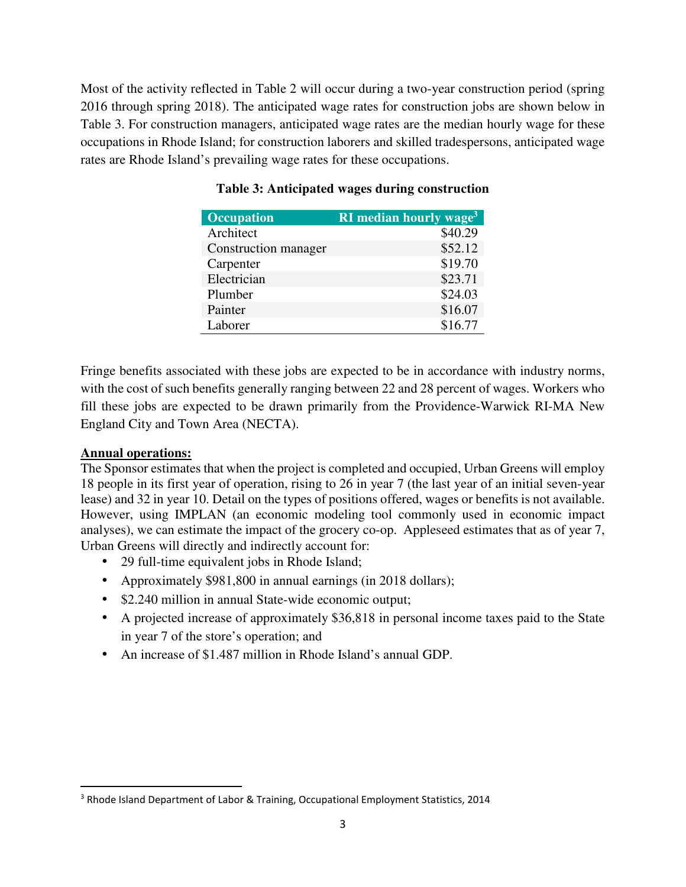Most of the activity reflected in Table 2 will occur during a two-year construction period (spring 2016 through spring 2018). The anticipated wage rates for construction jobs are shown below in Table 3. For construction managers, anticipated wage rates are the median hourly wage for these occupations in Rhode Island; for construction laborers and skilled tradespersons, anticipated wage rates are Rhode Island's prevailing wage rates for these occupations.

**Table 3: Anticipated wages during construction**

| Occupation | RI median hourly wage[3] |
|---|---:|
| Architect | $40.29 |
| Construction manager | $52.12 |
| Carpenter | $19.70 |
| Electrician | $23.71 |
| Plumber | $24.03 |
| Painter | $16.07 |
| Laborer | $16.77 |

Fringe benefits associated with these jobs are expected to be in accordance with industry norms, with the cost of such benefits generally ranging between 22 and 28 percent of wages. Workers who fill these jobs are expected to be drawn primarily from the Providence-Warwick RI-MA New England City and Town Area (NECTA).

**Annual operations:**

The Sponsor estimates that when the project is completed and occupied, Urban Greens will employ 18 people in its first year of operation, rising to 26 in year 7 (the last year of an initial seven-year lease) and 32 in year 10. Detail on the types of positions offered, wages or benefits is not available. However, using IMPLAN (an economic modeling tool commonly used in economic impact analyses), we can estimate the impact of the grocery co-op. Appleseed estimates that as of year 7, Urban Greens will directly and indirectly account for:

- 29 full-time equivalent jobs in Rhode Island;
- Approximately $981,800 in annual earnings (in 2018 dollars);
- $2.240 million in annual State-wide economic output;
- A projected increase of approximately $36,818 in personal income taxes paid to the State in year 7 of the store's operation; and
- An increase of $1.487 million in Rhode Island's annual GDP.

[3] Rhode Island Department of Labor & Training, Occupational Employment Statistics, 2014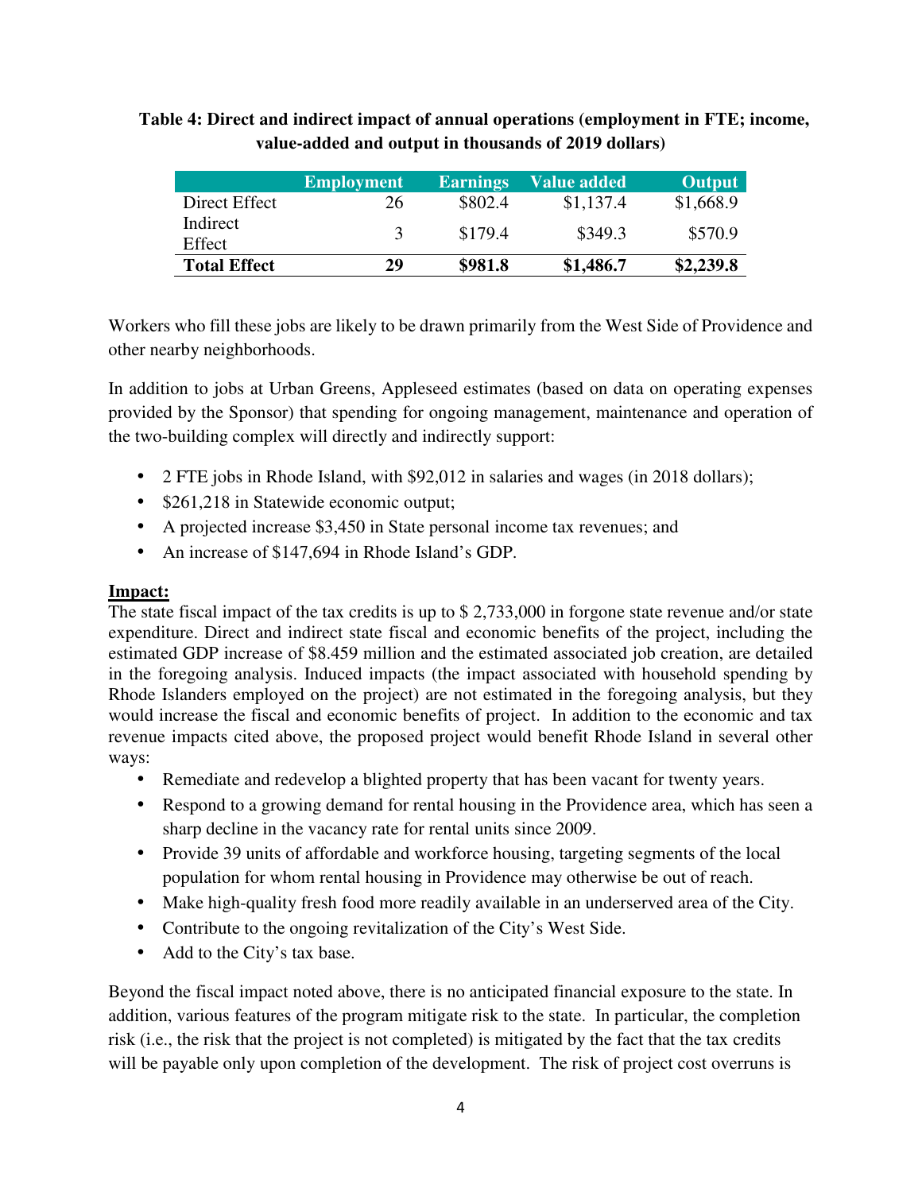**Table 4: Direct and indirect impact of annual operations (employment in FTE; income, value-added and output in thousands of 2019 dollars)**

| | Employment | Earnings | Value added | Output |
|---|---|---|---|---|
| Direct Effect | 26 | $802.4 | $1,137.4 | $1,668.9 |
| Indirect Effect | 3 | $179.4 | $349.3 | $570.9 |
| **Total Effect** | **29** | **$981.8** | **$1,486.7** | **$2,239.8** |

Workers who fill these jobs are likely to be drawn primarily from the West Side of Providence and other nearby neighborhoods.

In addition to jobs at Urban Greens, Appleseed estimates (based on data on operating expenses provided by the Sponsor) that spending for ongoing management, maintenance and operation of the two-building complex will directly and indirectly support:

- 2 FTE jobs in Rhode Island, with $92,012 in salaries and wages (in 2018 dollars);
- $261,218 in Statewide economic output;
- A projected increase $3,450 in State personal income tax revenues; and
- An increase of $147,694 in Rhode Island's GDP.

**Impact:**

The state fiscal impact of the tax credits is up to $ 2,733,000 in forgone state revenue and/or state expenditure. Direct and indirect state fiscal and economic benefits of the project, including the estimated GDP increase of $8.459 million and the estimated associated job creation, are detailed in the foregoing analysis. Induced impacts (the impact associated with household spending by Rhode Islanders employed on the project) are not estimated in the foregoing analysis, but they would increase the fiscal and economic benefits of project. In addition to the economic and tax revenue impacts cited above, the proposed project would benefit Rhode Island in several other ways:

- Remediate and redevelop a blighted property that has been vacant for twenty years.
- Respond to a growing demand for rental housing in the Providence area, which has seen a sharp decline in the vacancy rate for rental units since 2009.
- Provide 39 units of affordable and workforce housing, targeting segments of the local population for whom rental housing in Providence may otherwise be out of reach.
- Make high-quality fresh food more readily available in an underserved area of the City.
- Contribute to the ongoing revitalization of the City's West Side.
- Add to the City's tax base.

Beyond the fiscal impact noted above, there is no anticipated financial exposure to the state. In addition, various features of the program mitigate risk to the state. In particular, the completion risk (i.e., the risk that the project is not completed) is mitigated by the fact that the tax credits will be payable only upon completion of the development. The risk of project cost overruns is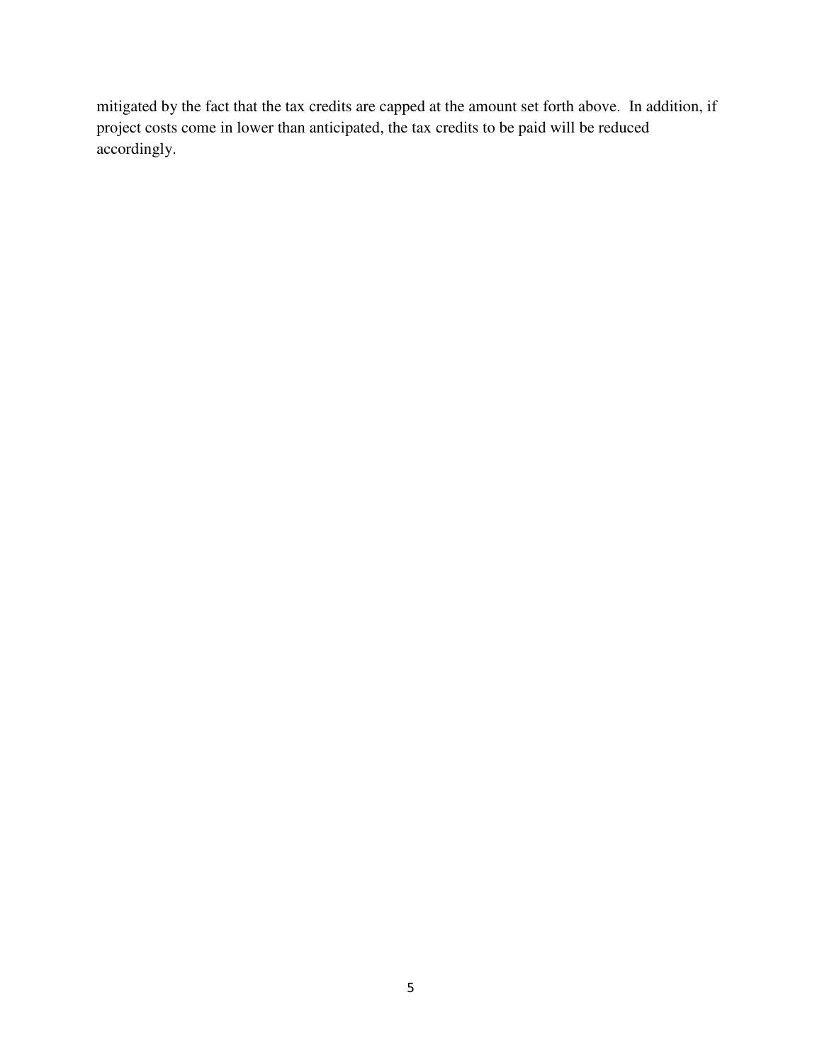mitigated by the fact that the tax credits are capped at the amount set forth above. In addition, if project costs come in lower than anticipated, the tax credits to be paid will be reduced accordingly.